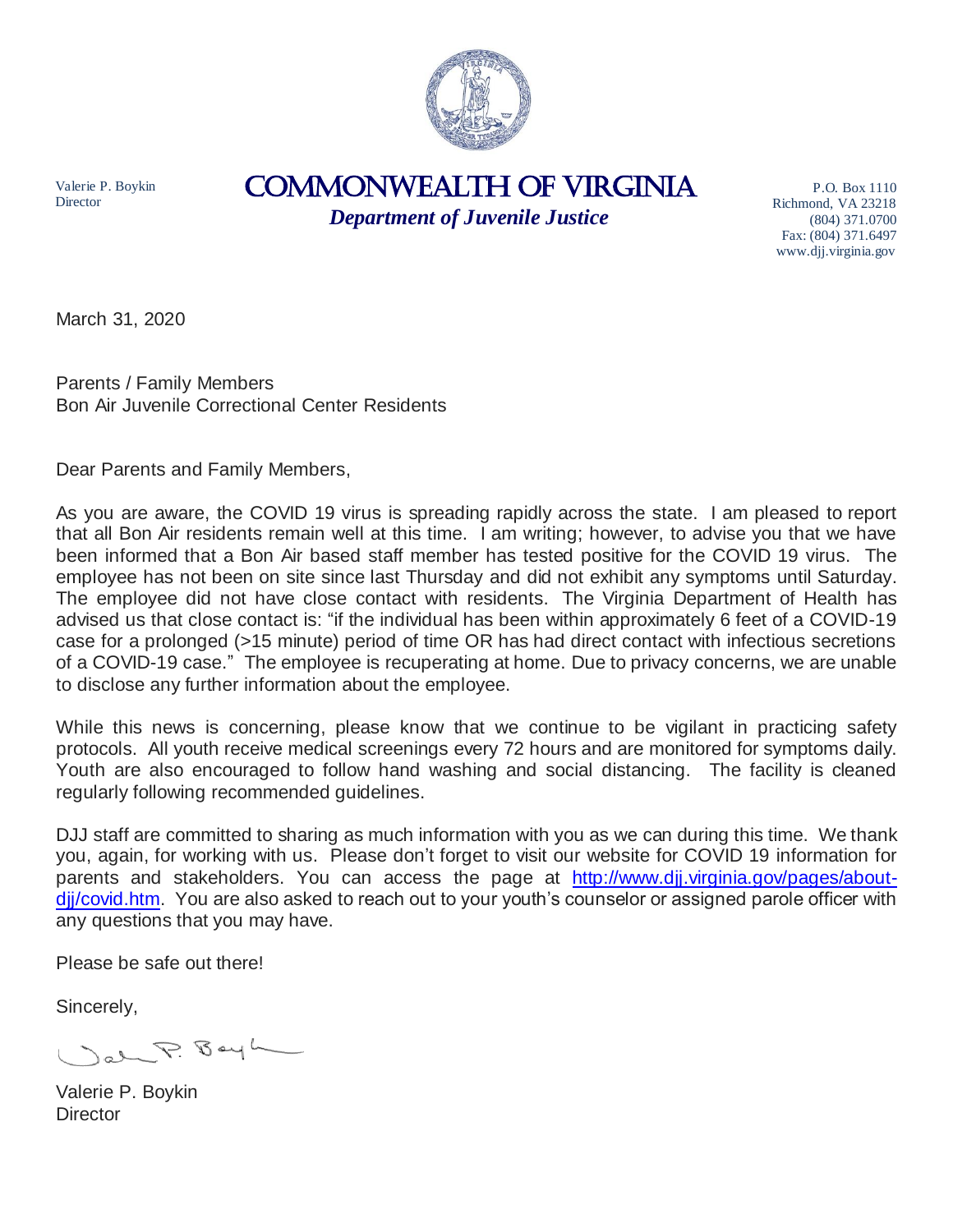Valerie P. Boykin
Director

# COMMONWEALTH OF VIRGINIA

***Department of Juvenile Justice***

P.O. Box 1110
Richmond, VA 23218
(804) 371.0700
Fax: (804) 371.6497
www.djj.virginia.gov

March 31, 2020

Parents / Family Members
Bon Air Juvenile Correctional Center Residents

Dear Parents and Family Members,

As you are aware, the COVID 19 virus is spreading rapidly across the state. I am pleased to report that all Bon Air residents remain well at this time. I am writing; however, to advise you that we have been informed that a Bon Air based staff member has tested positive for the COVID 19 virus. The employee has not been on site since last Thursday and did not exhibit any symptoms until Saturday. The employee did not have close contact with residents. The Virginia Department of Health has advised us that close contact is: "if the individual has been within approximately 6 feet of a COVID-19 case for a prolonged (>15 minute) period of time OR has had direct contact with infectious secretions of a COVID-19 case." The employee is recuperating at home. Due to privacy concerns, we are unable to disclose any further information about the employee.

While this news is concerning, please know that we continue to be vigilant in practicing safety protocols. All youth receive medical screenings every 72 hours and are monitored for symptoms daily. Youth are also encouraged to follow hand washing and social distancing. The facility is cleaned regularly following recommended guidelines.

DJJ staff are committed to sharing as much information with you as we can during this time. We thank you, again, for working with us. Please don't forget to visit our website for COVID 19 information for parents and stakeholders. You can access the page at [http://www.djj.virginia.gov/pages/about-djj/covid.htm](http://www.djj.virginia.gov/pages/about-djj/covid.htm). You are also asked to reach out to your youth's counselor or assigned parole officer with any questions that you may have.

Please be safe out there!

Sincerely,

Valerie P. Boykin
Director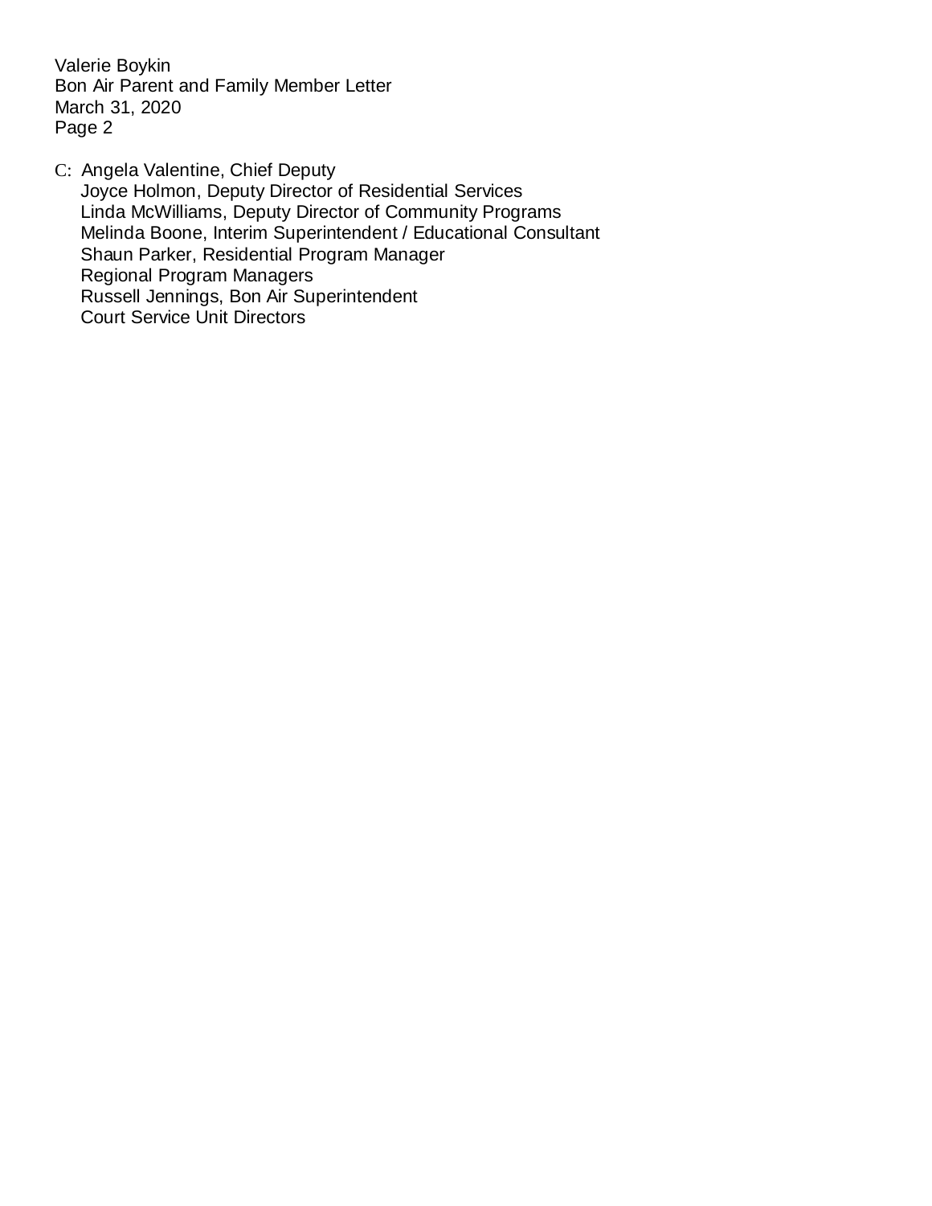C: Angela Valentine, Chief Deputy  
Joyce Holmon, Deputy Director of Residential Services  
Linda McWilliams, Deputy Director of Community Programs  
Melinda Boone, Interim Superintendent / Educational Consultant  
Shaun Parker, Residential Program Manager  
Regional Program Managers  
Russell Jennings, Bon Air Superintendent  
Court Service Unit Directors